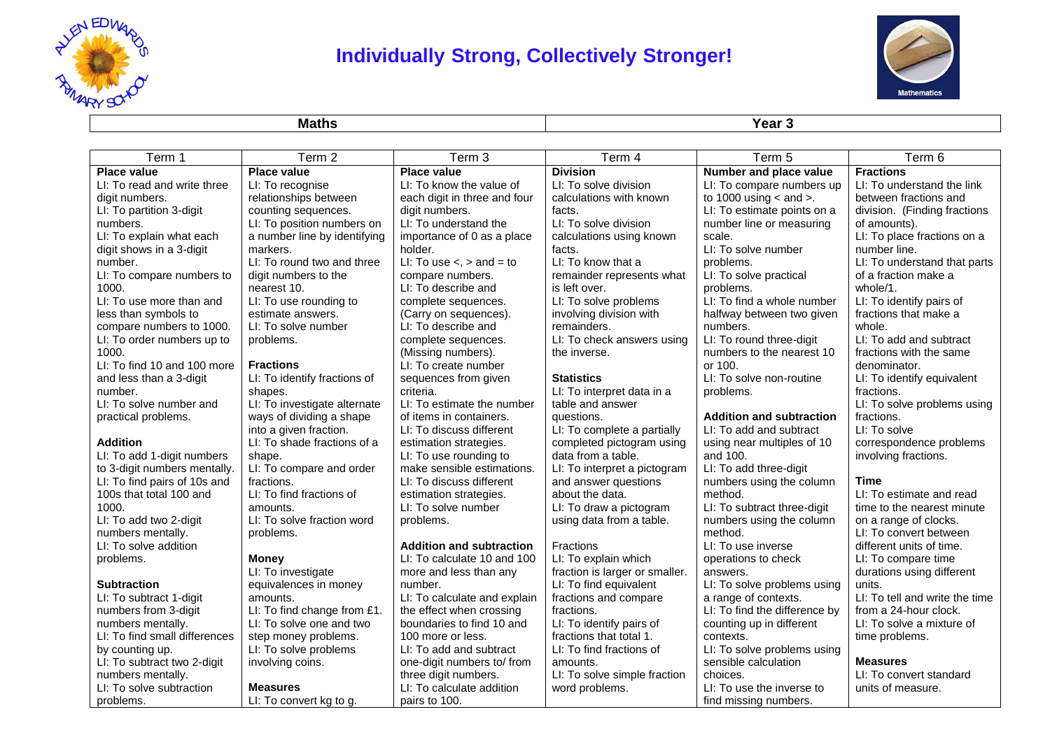# Individually Strong, Collectively Stronger!

| Maths | Year 3 |
|---|---|

| Term 1 | Term 2 | Term 3 | Term 4 | Term 5 | Term 6 |
|---|---|---|---|---|---|
| **Place value**<br>LI: To read and write three digit numbers.<br>LI: To partition 3-digit numbers.<br>LI: To explain what each digit shows in a 3-digit number.<br>LI: To compare numbers to 1000.<br>LI: To use more than and less than symbols to compare numbers to 1000.<br>LI: To order numbers up to 1000.<br>LI: To find 10 and 100 more and less than a 3-digit number.<br>LI: To solve number and practical problems.<br><br>**Addition**<br>LI: To add 1-digit numbers to 3-digit numbers mentally.<br>LI: To find pairs of 10s and 100s that total 100 and 1000.<br>LI: To add two 2-digit numbers mentally.<br>LI: To solve addition problems.<br><br>**Subtraction**<br>LI: To subtract 1-digit numbers from 3-digit numbers mentally.<br>LI: To find small differences by counting up.<br>LI: To subtract two 2-digit numbers mentally.<br>LI: To solve subtraction problems. | **Place value**<br>LI: To recognise relationships between counting sequences.<br>LI: To position numbers on a number line by identifying markers.<br>LI: To round two and three digit numbers to the nearest 10.<br>LI: To use rounding to estimate answers.<br>LI: To solve number problems.<br><br>**Fractions**<br>LI: To identify fractions of shapes.<br>LI: To investigate alternate ways of dividing a shape into a given fraction.<br>LI: To shade fractions of a shape.<br>LI: To compare and order fractions.<br>LI: To find fractions of amounts.<br>LI: To solve fraction word problems.<br><br>**Money**<br>LI: To investigate equivalences in money amounts.<br>LI: To find change from £1.<br>LI: To solve one and two step money problems.<br>LI: To solve problems involving coins.<br><br>**Measures**<br>LI: To convert kg to g. | **Place value**<br>LI: To know the value of each digit in three and four digit numbers.<br>LI: To understand the importance of 0 as a place holder.<br>LI: To use <, > and = to compare numbers.<br>LI: To describe and complete sequences. (Carry on sequences).<br>LI: To describe and complete sequences. (Missing numbers).<br>LI: To create number sequences from given criteria.<br>LI: To estimate the number of items in containers.<br>LI: To discuss different estimation strategies.<br>LI: To use rounding to make sensible estimations.<br>LI: To discuss different estimation strategies.<br>LI: To solve number problems.<br><br>**Addition and subtraction**<br>LI: To calculate 10 and 100 more and less than any number.<br>LI: To calculate and explain the effect when crossing boundaries to find 10 and 100 more or less.<br>LI: To add and subtract one-digit numbers to/ from three digit numbers.<br>LI: To calculate addition pairs to 100. | **Division**<br>LI: To solve division calculations with known facts.<br>LI: To solve division calculations using known facts.<br>LI: To know that a remainder represents what is left over.<br>LI: To solve problems involving division with remainders.<br>LI: To check answers using the inverse.<br><br>**Statistics**<br>LI: To interpret data in a table and answer questions.<br>LI: To complete a partially completed pictogram using data from a table.<br>LI: To interpret a pictogram and answer questions about the data.<br>LI: To draw a pictogram using data from a table.<br><br>Fractions<br>LI: To explain which fraction is larger or smaller.<br>LI: To find equivalent fractions and compare fractions.<br>LI: To identify pairs of fractions that total 1.<br>LI: To find fractions of amounts.<br>LI: To solve simple fraction word problems. | **Number and place value**<br>LI: To compare numbers up to 1000 using < and >.<br>LI: To estimate points on a number line or measuring scale.<br>LI: To solve number problems.<br>LI: To solve practical problems.<br>LI: To find a whole number halfway between two given numbers.<br>LI: To round three-digit numbers to the nearest 10 or 100.<br>LI: To solve non-routine problems.<br><br>**Addition and subtraction**<br>LI: To add and subtract using near multiples of 10 and 100.<br>LI: To add three-digit numbers using the column method.<br>LI: To subtract three-digit numbers using the column method.<br>LI: To use inverse operations to check answers.<br>LI: To solve problems using a range of contexts.<br>LI: To find the difference by counting up in different contexts.<br>LI: To solve problems using sensible calculation choices.<br>LI: To use the inverse to find missing numbers. | **Fractions**<br>LI: To understand the link between fractions and division. (Finding fractions of amounts).<br>LI: To place fractions on a number line.<br>LI: To understand that parts of a fraction make a whole/1.<br>LI: To identify pairs of fractions that make a whole.<br>LI: To add and subtract fractions with the same denominator.<br>LI: To identify equivalent fractions.<br>LI: To solve problems using fractions.<br>LI: To solve correspondence problems involving fractions.<br><br>**Time**<br>LI: To estimate and read time to the nearest minute on a range of clocks.<br>LI: To convert between different units of time.<br>LI: To compare time durations using different units.<br>LI: To tell and write the time from a 24-hour clock.<br>LI: To solve a mixture of time problems.<br><br>**Measures**<br>LI: To convert standard units of measure. |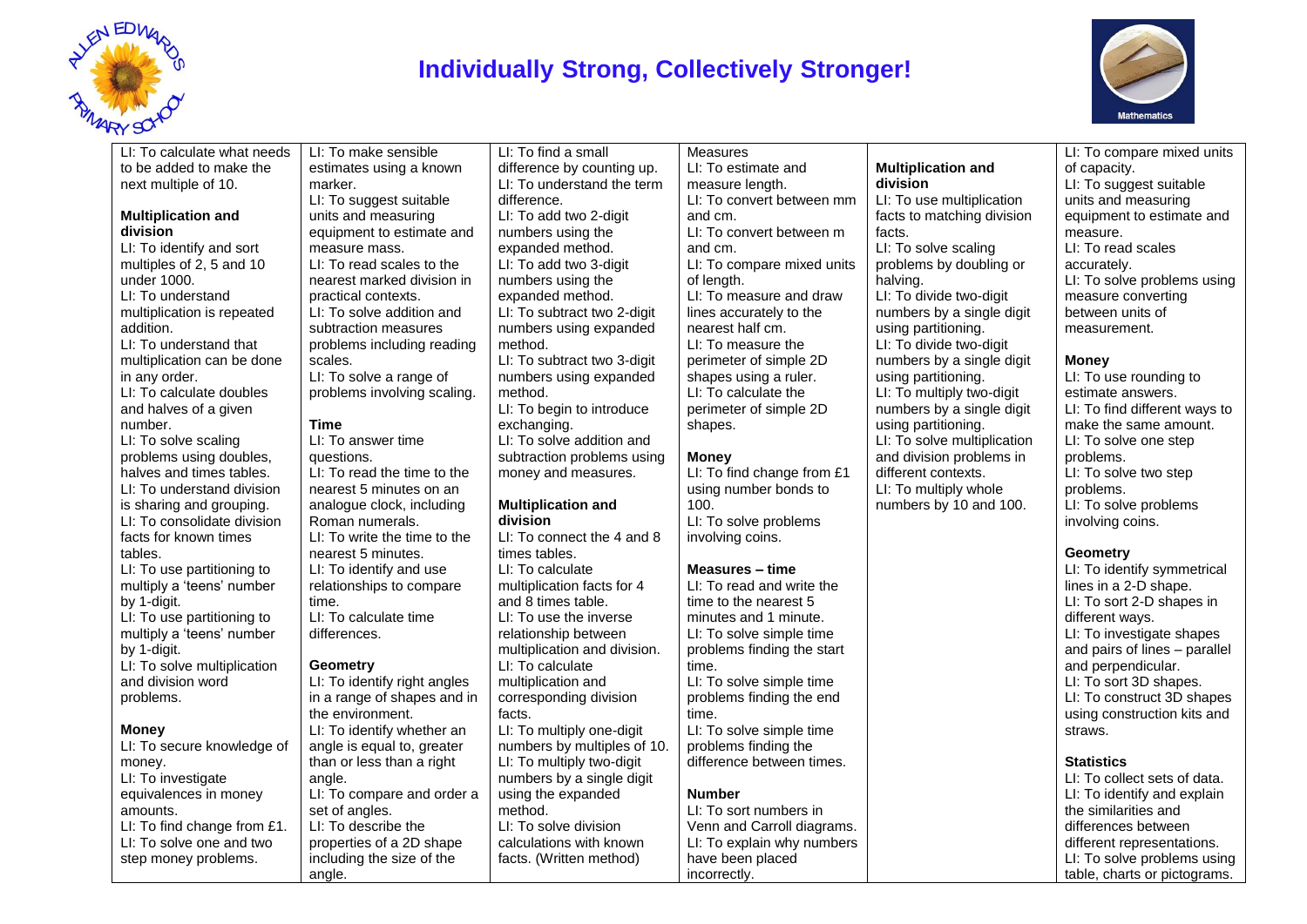# Individually Strong, Collectively Stronger!

| | | | | | |
|---|---|---|---|---|---|
| LI: To calculate what needs to be added to make the next multiple of 10.<br><br>**Multiplication and division**<br>LI: To identify and sort multiples of 2, 5 and 10 under 1000.<br>LI: To understand multiplication is repeated addition.<br>LI: To understand that multiplication can be done in any order.<br>LI: To calculate doubles and halves of a given number.<br>LI: To solve scaling problems using doubles, halves and times tables.<br>LI: To understand division is sharing and grouping.<br>LI: To consolidate division facts for known times tables.<br>LI: To use partitioning to multiply a 'teens' number by 1-digit.<br>LI: To use partitioning to multiply a 'teens' number by 1-digit.<br>LI: To solve multiplication and division word problems.<br><br>**Money**<br>LI: To secure knowledge of money.<br>LI: To investigate equivalences in money amounts.<br>LI: To find change from £1.<br>LI: To solve one and two step money problems. | LI: To make sensible estimates using a known marker.<br>LI: To suggest suitable units and measuring equipment to estimate and measure mass.<br>LI: To read scales to the nearest marked division in practical contexts.<br>LI: To solve addition and subtraction measures problems including reading scales.<br>LI: To solve a range of problems involving scaling.<br><br>**Time**<br>LI: To answer time questions.<br>LI: To read the time to the nearest 5 minutes on an analogue clock, including Roman numerals.<br>LI: To write the time to the nearest 5 minutes.<br>LI: To identify and use relationships to compare time.<br>LI: To calculate time differences.<br><br>**Geometry**<br>LI: To identify right angles in a range of shapes and in the environment.<br>LI: To identify whether an angle is equal to, greater than or less than a right angle.<br>LI: To compare and order a set of angles.<br>LI: To describe the properties of a 2D shape including the size of the angle. | LI: To find a small difference by counting up.<br>LI: To understand the term difference.<br>LI: To add two 2-digit numbers using the expanded method.<br>LI: To add two 3-digit numbers using the expanded method.<br>LI: To subtract two 2-digit numbers using expanded method.<br>LI: To subtract two 3-digit numbers using expanded method.<br>LI: To begin to introduce exchanging.<br>LI: To solve addition and subtraction problems using money and measures.<br><br>**Multiplication and division**<br>LI: To connect the 4 and 8 times tables.<br>LI: To calculate multiplication facts for 4 and 8 times table.<br>LI: To use the inverse relationship between multiplication and division.<br>LI: To calculate multiplication and corresponding division facts.<br>LI: To multiply one-digit numbers by multiples of 10.<br>LI: To multiply two-digit numbers by a single digit using the expanded method.<br>LI: To solve division calculations with known facts. (Written method) | Measures<br>LI: To estimate and measure length.<br>LI: To convert between mm and cm.<br>LI: To convert between m and cm.<br>LI: To compare mixed units of length.<br>LI: To measure and draw lines accurately to the nearest half cm.<br>LI: To measure the perimeter of simple 2D shapes using a ruler.<br>LI: To calculate the perimeter of simple 2D shapes.<br><br>**Money**<br>LI: To find change from £1 using number bonds to 100.<br>LI: To solve problems involving coins.<br><br>**Measures – time**<br>LI: To read and write the time to the nearest 5 minutes and 1 minute.<br>LI: To solve simple time problems finding the start time.<br>LI: To solve simple time problems finding the end time.<br>LI: To solve simple time problems finding the difference between times.<br><br>**Number**<br>LI: To sort numbers in Venn and Carroll diagrams.<br>LI: To explain why numbers have been placed incorrectly. | **Multiplication and division**<br>LI: To use multiplication facts to matching division facts.<br>LI: To solve scaling problems by doubling or halving.<br>LI: To divide two-digit numbers by a single digit using partitioning.<br>LI: To divide two-digit numbers by a single digit using partitioning.<br>LI: To multiply two-digit numbers by a single digit using partitioning.<br>LI: To solve multiplication and division problems in different contexts.<br>LI: To multiply whole numbers by 10 and 100. | LI: To compare mixed units of capacity.<br>LI: To suggest suitable units and measuring equipment to estimate and measure.<br>LI: To read scales accurately.<br>LI: To solve problems using measure converting between units of measurement.<br><br>**Money**<br>LI: To use rounding to estimate answers.<br>LI: To find different ways to make the same amount.<br>LI: To solve one step problems.<br>LI: To solve two step problems.<br>LI: To solve problems involving coins.<br><br>**Geometry**<br>LI: To identify symmetrical lines in a 2-D shape.<br>LI: To sort 2-D shapes in different ways.<br>LI: To investigate shapes and pairs of lines – parallel and perpendicular.<br>LI: To sort 3D shapes.<br>LI: To construct 3D shapes using construction kits and straws.<br><br>**Statistics**<br>LI: To collect sets of data.<br>LI: To identify and explain the similarities and differences between different representations.<br>LI: To solve problems using table, charts or pictograms. |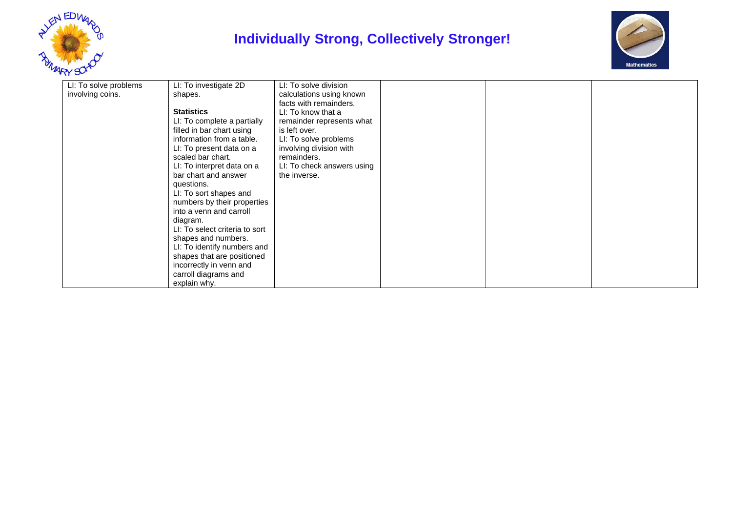# Individually Strong, Collectively Stronger!

| | | | | | |
|---|---|---|---|---|---|
| LI: To solve problems involving coins. | LI: To investigate 2D shapes.<br><br>**Statistics**<br>LI: To complete a partially filled in bar chart using information from a table.<br>LI: To present data on a scaled bar chart.<br>LI: To interpret data on a bar chart and answer questions.<br>LI: To sort shapes and numbers by their properties into a venn and carroll diagram.<br>LI: To select criteria to sort shapes and numbers.<br>LI: To identify numbers and shapes that are positioned incorrectly in venn and carroll diagrams and explain why. | LI: To solve division calculations using known facts with remainders.<br>LI: To know that a remainder represents what is left over.<br>LI: To solve problems involving division with remainders.<br>LI: To check answers using the inverse. | | | |